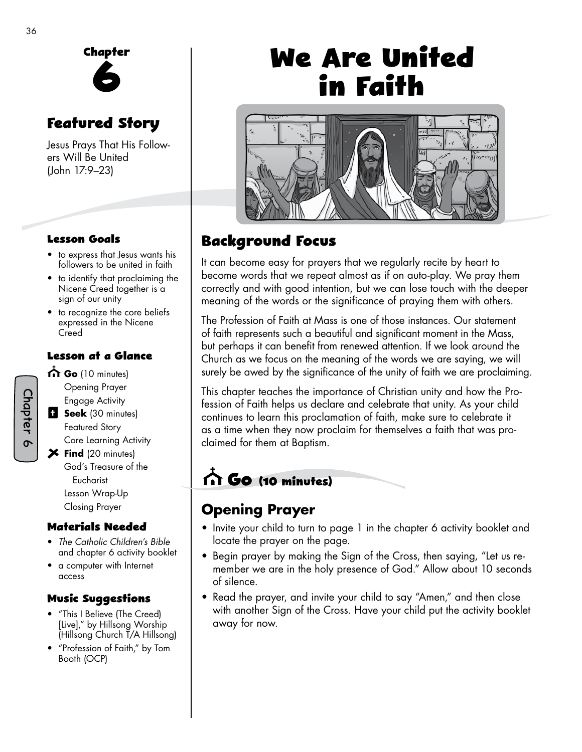Chapter

# 6

## Featured Story

Jesus Prays That His Followers Will Be United (John 17:9–23)

### Lesson Goals

- to express that Jesus wants his followers to be united in faith
- to identify that proclaiming the Nicene Creed together is a sign of our unity
- to recognize the core beliefs expressed in the Nicene Creed

### Lesson at a Glance

**Go** (10 minutes)
Opening Prayer
Engage Activity

**Seek** (30 minutes)
Featured Story
Core Learning Activity

**Find** (20 minutes)
God's Treasure of the Eucharist
Lesson Wrap-Up
Closing Prayer

### Materials Needed

- *The Catholic Children's Bible* and chapter 6 activity booklet
- a computer with Internet access

### Music Suggestions

- "This I Believe (The Creed) [Live]," by Hillsong Worship (Hillsong Church T/A Hillsong)
- "Profession of Faith," by Tom Booth (OCP)

# We Are United in Faith

## Background Focus

It can become easy for prayers that we regularly recite by heart to become words that we repeat almost as if on auto-play. We pray them correctly and with good intention, but we can lose touch with the deeper meaning of the words or the significance of praying them with others.

The Profession of Faith at Mass is one of those instances. Our statement of faith represents such a beautiful and significant moment in the Mass, but perhaps it can benefit from renewed attention. If we look around the Church as we focus on the meaning of the words we are saying, we will surely be awed by the significance of the unity of faith we are proclaiming.

This chapter teaches the importance of Christian unity and how the Profession of Faith helps us declare and celebrate that unity. As your child continues to learn this proclamation of faith, make sure to celebrate it as a time when they now proclaim for themselves a faith that was proclaimed for them at Baptism.

## Go (10 minutes)

## Opening Prayer

- Invite your child to turn to page 1 in the chapter 6 activity booklet and locate the prayer on the page.
- Begin prayer by making the Sign of the Cross, then saying, "Let us remember we are in the holy presence of God." Allow about 10 seconds of silence.
- Read the prayer, and invite your child to say "Amen," and then close with another Sign of the Cross. Have your child put the activity booklet away for now.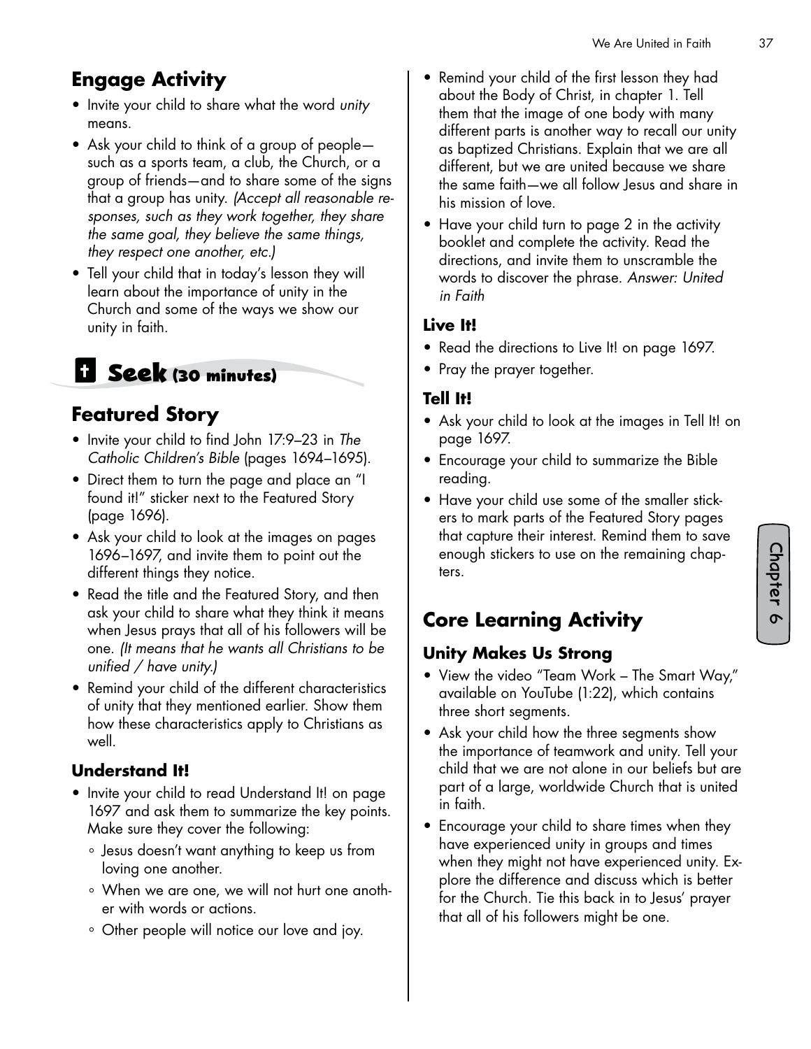## Engage Activity

- Invite your child to share what the word *unity* means.
- Ask your child to think of a group of people—such as a sports team, a club, the Church, or a group of friends—and to share some of the signs that a group has unity. *(Accept all reasonable responses, such as they work together, they share the same goal, they believe the same things, they respect one another, etc.)*
- Tell your child that in today's lesson they will learn about the importance of unity in the Church and some of the ways we show our unity in faith.

# Seek (30 minutes)

## Featured Story

- Invite your child to find John 17:9–23 in *The Catholic Children's Bible* (pages 1694–1695).
- Direct them to turn the page and place an "I found it!" sticker next to the Featured Story (page 1696).
- Ask your child to look at the images on pages 1696–1697, and invite them to point out the different things they notice.
- Read the title and the Featured Story, and then ask your child to share what they think it means when Jesus prays that all of his followers will be one. *(It means that he wants all Christians to be unified / have unity.)*
- Remind your child of the different characteristics of unity that they mentioned earlier. Show them how these characteristics apply to Christians as well.

### Understand It!

- Invite your child to read Understand It! on page 1697 and ask them to summarize the key points. Make sure they cover the following:
  - Jesus doesn't want anything to keep us from loving one another.
  - When we are one, we will not hurt one another with words or actions.
  - Other people will notice our love and joy.
- Remind your child of the first lesson they had about the Body of Christ, in chapter 1. Tell them that the image of one body with many different parts is another way to recall our unity as baptized Christians. Explain that we are all different, but we are united because we share the same faith—we all follow Jesus and share in his mission of love.
- Have your child turn to page 2 in the activity booklet and complete the activity. Read the directions, and invite them to unscramble the words to discover the phrase. *Answer: United in Faith*

### Live It!

- Read the directions to Live It! on page 1697.
- Pray the prayer together.

### Tell It!

- Ask your child to look at the images in Tell It! on page 1697.
- Encourage your child to summarize the Bible reading.
- Have your child use some of the smaller stickers to mark parts of the Featured Story pages that capture their interest. Remind them to save enough stickers to use on the remaining chapters.

## Core Learning Activity

### Unity Makes Us Strong

- View the video "Team Work – The Smart Way," available on YouTube (1:22), which contains three short segments.
- Ask your child how the three segments show the importance of teamwork and unity. Tell your child that we are not alone in our beliefs but are part of a large, worldwide Church that is united in faith.
- Encourage your child to share times when they have experienced unity in groups and times when they might not have experienced unity. Explore the difference and discuss which is better for the Church. Tie this back in to Jesus' prayer that all of his followers might be one.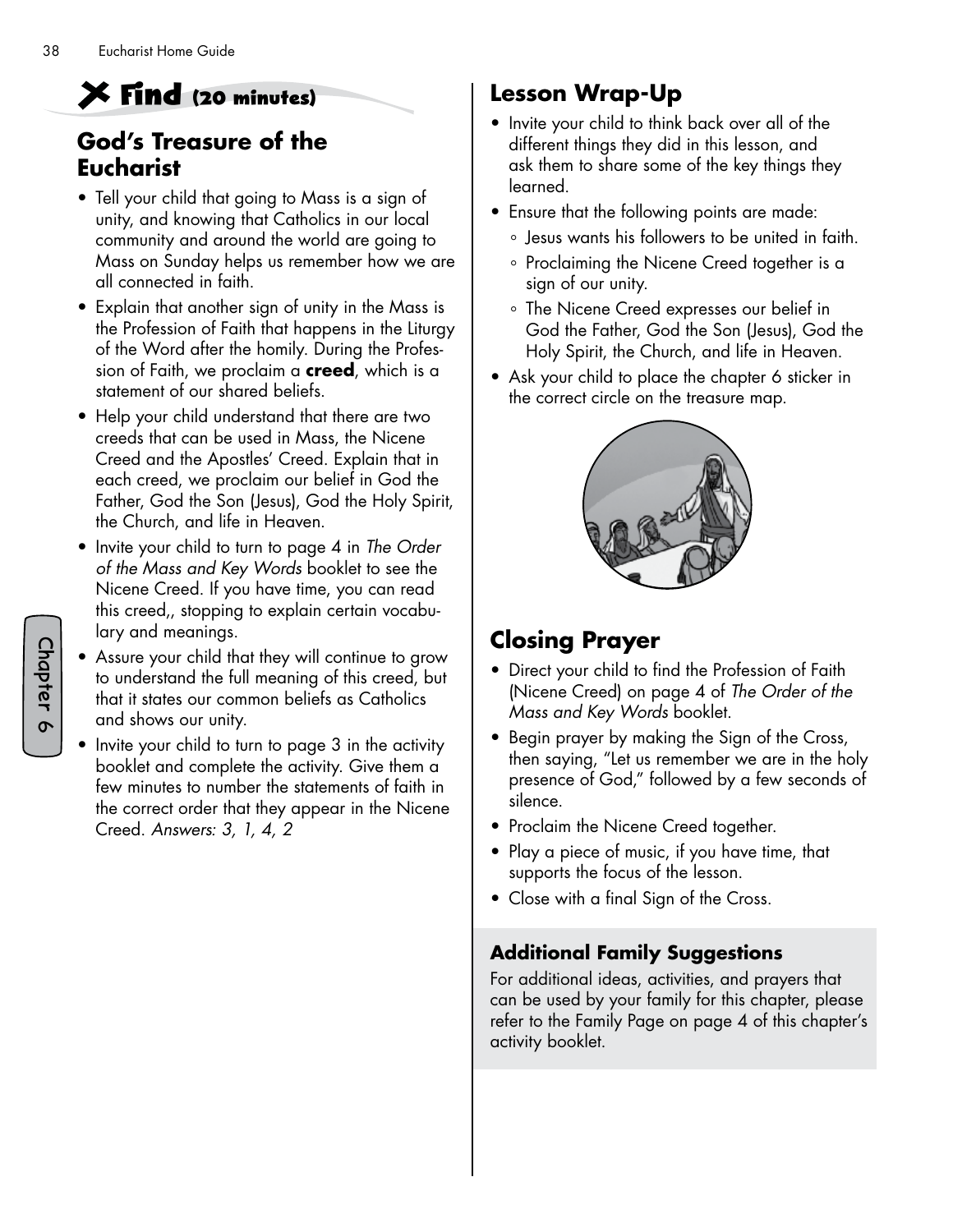## Find (20 minutes)

### God's Treasure of the Eucharist

- Tell your child that going to Mass is a sign of unity, and knowing that Catholics in our local community and around the world are going to Mass on Sunday helps us remember how we are all connected in faith.
- Explain that another sign of unity in the Mass is the Profession of Faith that happens in the Liturgy of the Word after the homily. During the Profession of Faith, we proclaim a **creed**, which is a statement of our shared beliefs.
- Help your child understand that there are two creeds that can be used in Mass, the Nicene Creed and the Apostles' Creed. Explain that in each creed, we proclaim our belief in God the Father, God the Son (Jesus), God the Holy Spirit, the Church, and life in Heaven.
- Invite your child to turn to page 4 in *The Order of the Mass and Key Words* booklet to see the Nicene Creed. If you have time, you can read this creed,, stopping to explain certain vocabulary and meanings.
- Assure your child that they will continue to grow to understand the full meaning of this creed, but that it states our common beliefs as Catholics and shows our unity.
- Invite your child to turn to page 3 in the activity booklet and complete the activity. Give them a few minutes to number the statements of faith in the correct order that they appear in the Nicene Creed. *Answers: 3, 1, 4, 2*

## Lesson Wrap-Up

- Invite your child to think back over all of the different things they did in this lesson, and ask them to share some of the key things they learned.
- Ensure that the following points are made:
  - Jesus wants his followers to be united in faith.
  - Proclaiming the Nicene Creed together is a sign of our unity.
  - The Nicene Creed expresses our belief in God the Father, God the Son (Jesus), God the Holy Spirit, the Church, and life in Heaven.
- Ask your child to place the chapter 6 sticker in the correct circle on the treasure map.

## Closing Prayer

- Direct your child to find the Profession of Faith (Nicene Creed) on page 4 of *The Order of the Mass and Key Words* booklet.
- Begin prayer by making the Sign of the Cross, then saying, "Let us remember we are in the holy presence of God," followed by a few seconds of silence.
- Proclaim the Nicene Creed together.
- Play a piece of music, if you have time, that supports the focus of the lesson.
- Close with a final Sign of the Cross.

### Additional Family Suggestions

For additional ideas, activities, and prayers that can be used by your family for this chapter, please refer to the Family Page on page 4 of this chapter's activity booklet.